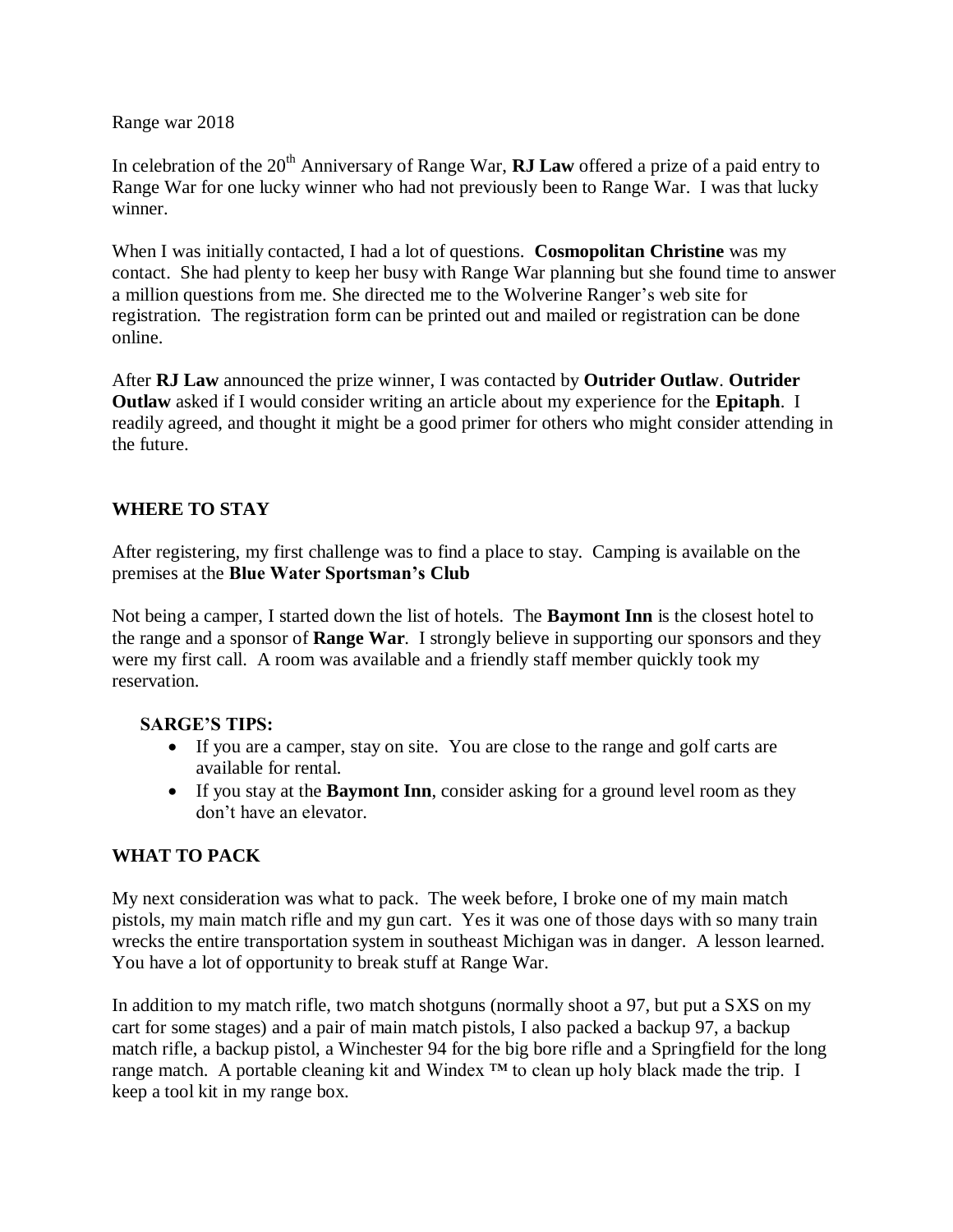Range war 2018

In celebration of the 20th Anniversary of Range War, **RJ Law** offered a prize of a paid entry to Range War for one lucky winner who had not previously been to Range War. I was that lucky winner.

When I was initially contacted, I had a lot of questions. **Cosmopolitan Christine** was my contact. She had plenty to keep her busy with Range War planning but she found time to answer a million questions from me. She directed me to the Wolverine Ranger's web site for registration. The registration form can be printed out and mailed or registration can be done online.

After **RJ Law** announced the prize winner, I was contacted by **Outrider Outlaw**. **Outrider Outlaw** asked if I would consider writing an article about my experience for the **Epitaph**. I readily agreed, and thought it might be a good primer for others who might consider attending in the future.

## WHERE TO STAY

After registering, my first challenge was to find a place to stay. Camping is available on the premises at the **Blue Water Sportsman's Club**

Not being a camper, I started down the list of hotels. The **Baymont Inn** is the closest hotel to the range and a sponsor of **Range War**. I strongly believe in supporting our sponsors and they were my first call. A room was available and a friendly staff member quickly took my reservation.

### SARGE'S TIPS:

- If you are a camper, stay on site. You are close to the range and golf carts are available for rental.
- If you stay at the **Baymont Inn**, consider asking for a ground level room as they don't have an elevator.

## WHAT TO PACK

My next consideration was what to pack. The week before, I broke one of my main match pistols, my main match rifle and my gun cart. Yes it was one of those days with so many train wrecks the entire transportation system in southeast Michigan was in danger. A lesson learned. You have a lot of opportunity to break stuff at Range War.

In addition to my match rifle, two match shotguns (normally shoot a 97, but put a SXS on my cart for some stages) and a pair of main match pistols, I also packed a backup 97, a backup match rifle, a backup pistol, a Winchester 94 for the big bore rifle and a Springfield for the long range match. A portable cleaning kit and Windex ™ to clean up holy black made the trip. I keep a tool kit in my range box.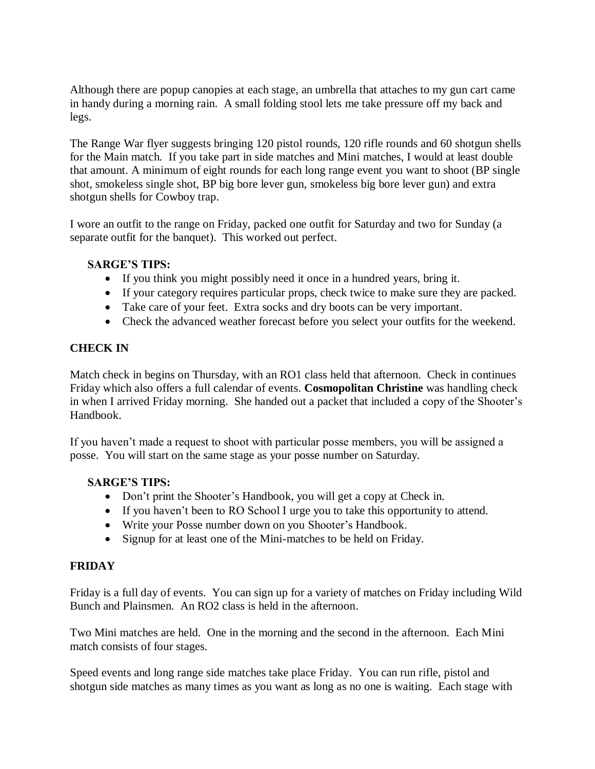Although there are popup canopies at each stage, an umbrella that attaches to my gun cart came in handy during a morning rain. A small folding stool lets me take pressure off my back and legs.

The Range War flyer suggests bringing 120 pistol rounds, 120 rifle rounds and 60 shotgun shells for the Main match. If you take part in side matches and Mini matches, I would at least double that amount. A minimum of eight rounds for each long range event you want to shoot (BP single shot, smokeless single shot, BP big bore lever gun, smokeless big bore lever gun) and extra shotgun shells for Cowboy trap.

I wore an outfit to the range on Friday, packed one outfit for Saturday and two for Sunday (a separate outfit for the banquet). This worked out perfect.

**SARGE'S TIPS:**

- If you think you might possibly need it once in a hundred years, bring it.
- If your category requires particular props, check twice to make sure they are packed.
- Take care of your feet. Extra socks and dry boots can be very important.
- Check the advanced weather forecast before you select your outfits for the weekend.

## CHECK IN

Match check in begins on Thursday, with an RO1 class held that afternoon. Check in continues Friday which also offers a full calendar of events. **Cosmopolitan Christine** was handling check in when I arrived Friday morning. She handed out a packet that included a copy of the Shooter's Handbook.

If you haven't made a request to shoot with particular posse members, you will be assigned a posse. You will start on the same stage as your posse number on Saturday.

**SARGE'S TIPS:**

- Don't print the Shooter's Handbook, you will get a copy at Check in.
- If you haven't been to RO School I urge you to take this opportunity to attend.
- Write your Posse number down on you Shooter's Handbook.
- Signup for at least one of the Mini-matches to be held on Friday.

## FRIDAY

Friday is a full day of events. You can sign up for a variety of matches on Friday including Wild Bunch and Plainsmen. An RO2 class is held in the afternoon.

Two Mini matches are held. One in the morning and the second in the afternoon. Each Mini match consists of four stages.

Speed events and long range side matches take place Friday. You can run rifle, pistol and shotgun side matches as many times as you want as long as no one is waiting. Each stage with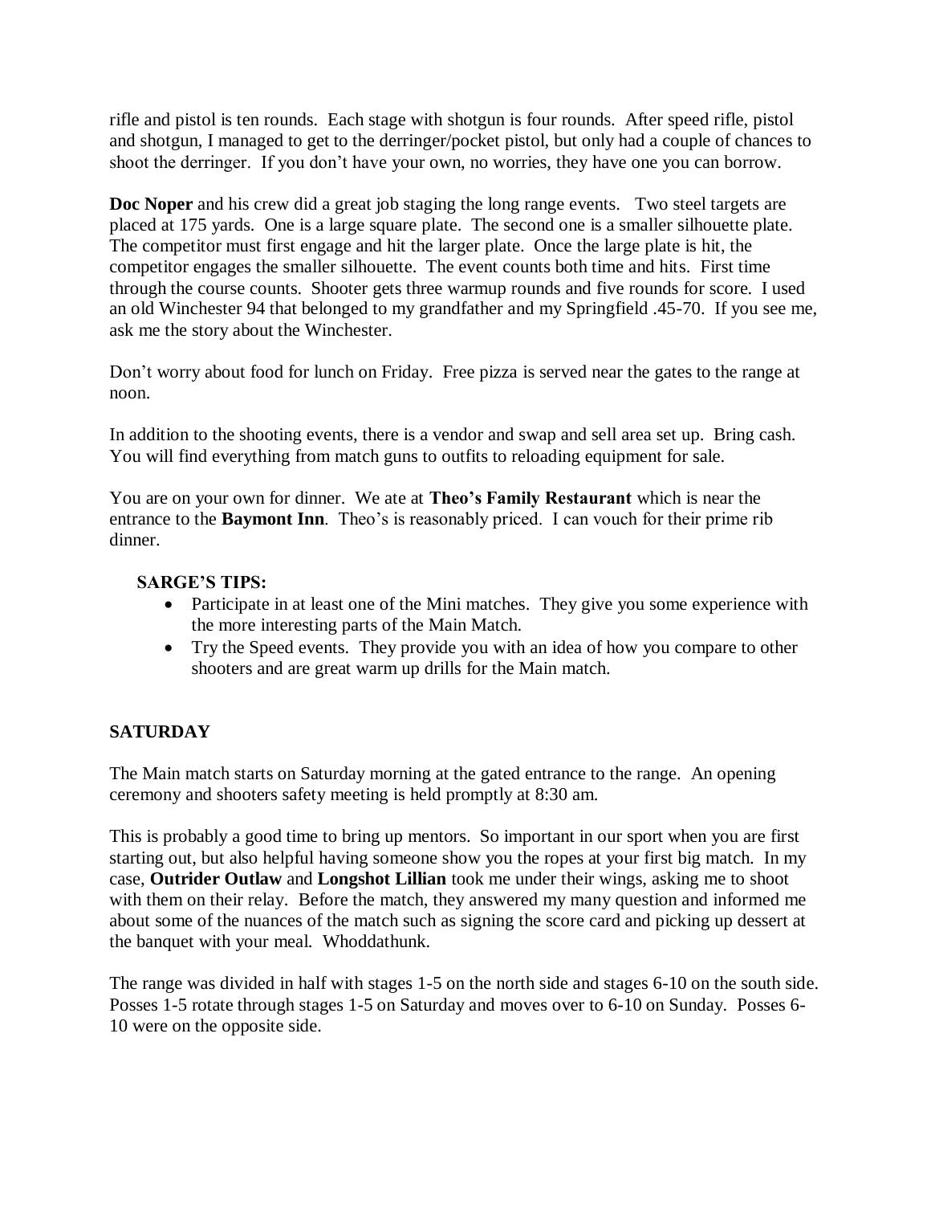rifle and pistol is ten rounds. Each stage with shotgun is four rounds. After speed rifle, pistol and shotgun, I managed to get to the derringer/pocket pistol, but only had a couple of chances to shoot the derringer. If you don't have your own, no worries, they have one you can borrow.

**Doc Noper** and his crew did a great job staging the long range events. Two steel targets are placed at 175 yards. One is a large square plate. The second one is a smaller silhouette plate. The competitor must first engage and hit the larger plate. Once the large plate is hit, the competitor engages the smaller silhouette. The event counts both time and hits. First time through the course counts. Shooter gets three warmup rounds and five rounds for score. I used an old Winchester 94 that belonged to my grandfather and my Springfield .45-70. If you see me, ask me the story about the Winchester.

Don't worry about food for lunch on Friday. Free pizza is served near the gates to the range at noon.

In addition to the shooting events, there is a vendor and swap and sell area set up. Bring cash. You will find everything from match guns to outfits to reloading equipment for sale.

You are on your own for dinner. We ate at **Theo's Family Restaurant** which is near the entrance to the **Baymont Inn**. Theo's is reasonably priced. I can vouch for their prime rib dinner.

**SARGE'S TIPS:**

- Participate in at least one of the Mini matches. They give you some experience with the more interesting parts of the Main Match.
- Try the Speed events. They provide you with an idea of how you compare to other shooters and are great warm up drills for the Main match.

## SATURDAY

The Main match starts on Saturday morning at the gated entrance to the range. An opening ceremony and shooters safety meeting is held promptly at 8:30 am.

This is probably a good time to bring up mentors. So important in our sport when you are first starting out, but also helpful having someone show you the ropes at your first big match. In my case, **Outrider Outlaw** and **Longshot Lillian** took me under their wings, asking me to shoot with them on their relay. Before the match, they answered my many question and informed me about some of the nuances of the match such as signing the score card and picking up dessert at the banquet with your meal. Whoddathunk.

The range was divided in half with stages 1-5 on the north side and stages 6-10 on the south side. Posses 1-5 rotate through stages 1-5 on Saturday and moves over to 6-10 on Sunday. Posses 6-10 were on the opposite side.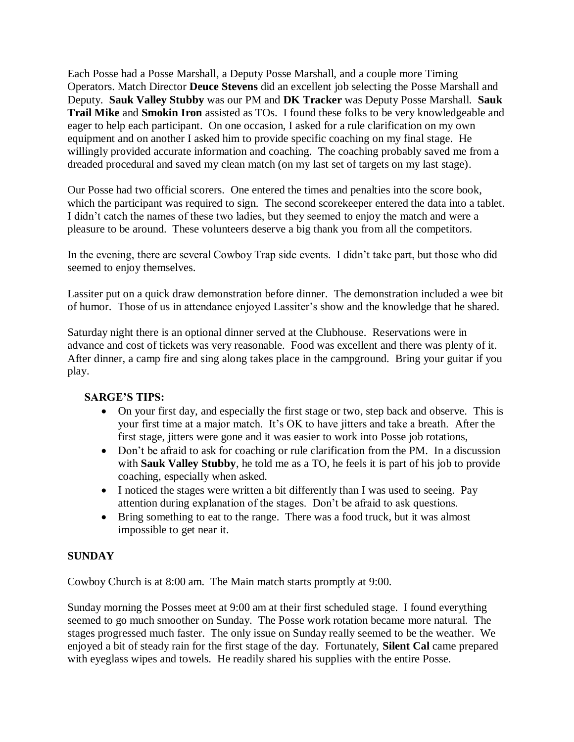Each Posse had a Posse Marshall, a Deputy Posse Marshall, and a couple more Timing Operators. Match Director **Deuce Stevens** did an excellent job selecting the Posse Marshall and Deputy. **Sauk Valley Stubby** was our PM and **DK Tracker** was Deputy Posse Marshall. **Sauk Trail Mike** and **Smokin Iron** assisted as TOs. I found these folks to be very knowledgeable and eager to help each participant. On one occasion, I asked for a rule clarification on my own equipment and on another I asked him to provide specific coaching on my final stage. He willingly provided accurate information and coaching. The coaching probably saved me from a dreaded procedural and saved my clean match (on my last set of targets on my last stage).

Our Posse had two official scorers. One entered the times and penalties into the score book, which the participant was required to sign. The second scorekeeper entered the data into a tablet. I didn't catch the names of these two ladies, but they seemed to enjoy the match and were a pleasure to be around. These volunteers deserve a big thank you from all the competitors.

In the evening, there are several Cowboy Trap side events. I didn't take part, but those who did seemed to enjoy themselves.

Lassiter put on a quick draw demonstration before dinner. The demonstration included a wee bit of humor. Those of us in attendance enjoyed Lassiter's show and the knowledge that he shared.

Saturday night there is an optional dinner served at the Clubhouse. Reservations were in advance and cost of tickets was very reasonable. Food was excellent and there was plenty of it. After dinner, a camp fire and sing along takes place in the campground. Bring your guitar if you play.

**SARGE'S TIPS:**

- On your first day, and especially the first stage or two, step back and observe. This is your first time at a major match. It's OK to have jitters and take a breath. After the first stage, jitters were gone and it was easier to work into Posse job rotations,
- Don't be afraid to ask for coaching or rule clarification from the PM. In a discussion with **Sauk Valley Stubby**, he told me as a TO, he feels it is part of his job to provide coaching, especially when asked.
- I noticed the stages were written a bit differently than I was used to seeing. Pay attention during explanation of the stages. Don't be afraid to ask questions.
- Bring something to eat to the range. There was a food truck, but it was almost impossible to get near it.

**SUNDAY**

Cowboy Church is at 8:00 am. The Main match starts promptly at 9:00.

Sunday morning the Posses meet at 9:00 am at their first scheduled stage. I found everything seemed to go much smoother on Sunday. The Posse work rotation became more natural. The stages progressed much faster. The only issue on Sunday really seemed to be the weather. We enjoyed a bit of steady rain for the first stage of the day. Fortunately, **Silent Cal** came prepared with eyeglass wipes and towels. He readily shared his supplies with the entire Posse.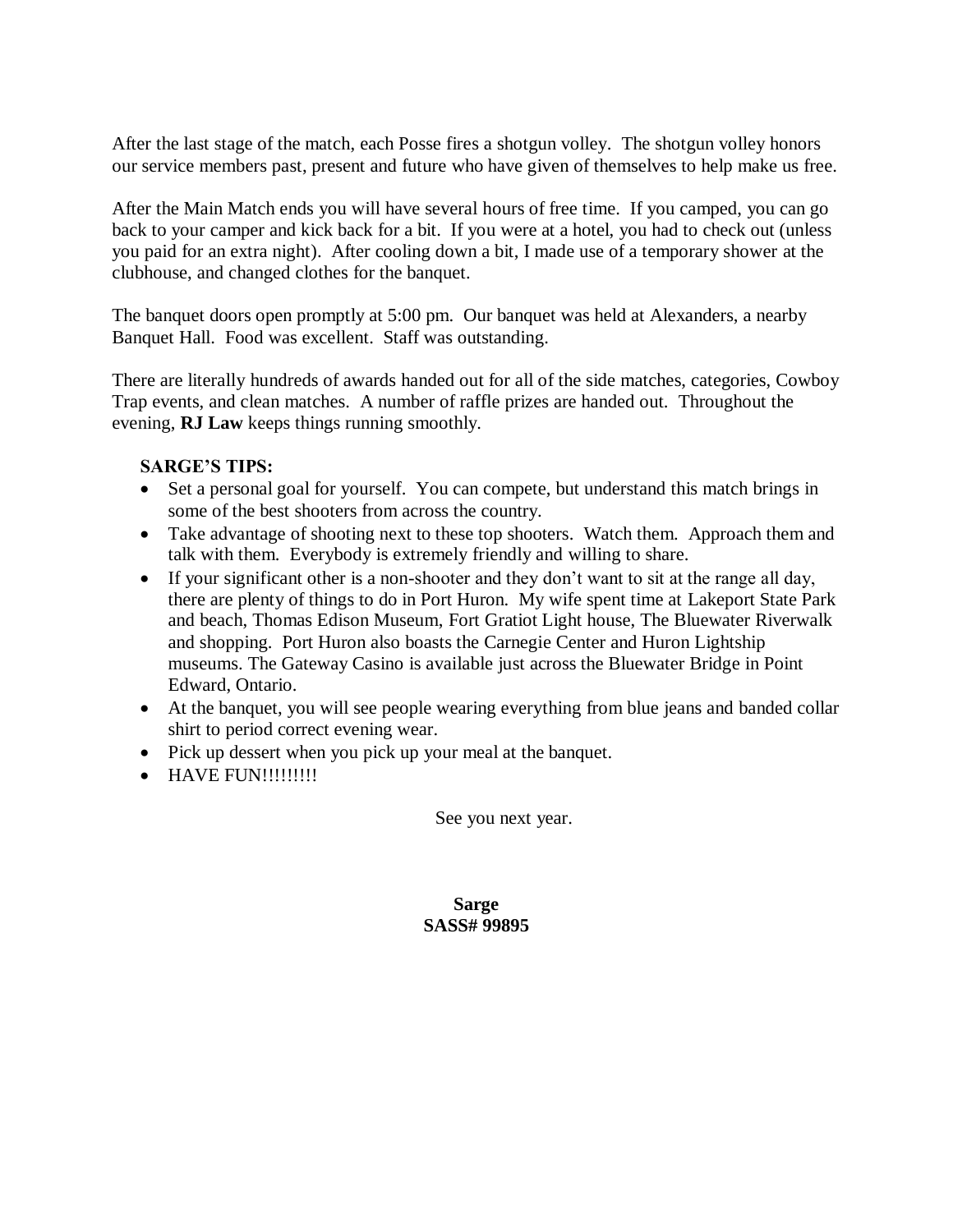After the last stage of the match, each Posse fires a shotgun volley. The shotgun volley honors our service members past, present and future who have given of themselves to help make us free.

After the Main Match ends you will have several hours of free time. If you camped, you can go back to your camper and kick back for a bit. If you were at a hotel, you had to check out (unless you paid for an extra night). After cooling down a bit, I made use of a temporary shower at the clubhouse, and changed clothes for the banquet.

The banquet doors open promptly at 5:00 pm. Our banquet was held at Alexanders, a nearby Banquet Hall. Food was excellent. Staff was outstanding.

There are literally hundreds of awards handed out for all of the side matches, categories, Cowboy Trap events, and clean matches. A number of raffle prizes are handed out. Throughout the evening, **RJ Law** keeps things running smoothly.

**SARGE'S TIPS:**

- Set a personal goal for yourself. You can compete, but understand this match brings in some of the best shooters from across the country.
- Take advantage of shooting next to these top shooters. Watch them. Approach them and talk with them. Everybody is extremely friendly and willing to share.
- If your significant other is a non-shooter and they don't want to sit at the range all day, there are plenty of things to do in Port Huron. My wife spent time at Lakeport State Park and beach, Thomas Edison Museum, Fort Gratiot Light house, The Bluewater Riverwalk and shopping. Port Huron also boasts the Carnegie Center and Huron Lightship museums. The Gateway Casino is available just across the Bluewater Bridge in Point Edward, Ontario.
- At the banquet, you will see people wearing everything from blue jeans and banded collar shirt to period correct evening wear.
- Pick up dessert when you pick up your meal at the banquet.
- HAVE FUN!!!!!!!!!

See you next year.

**Sarge**
**SASS# 99895**